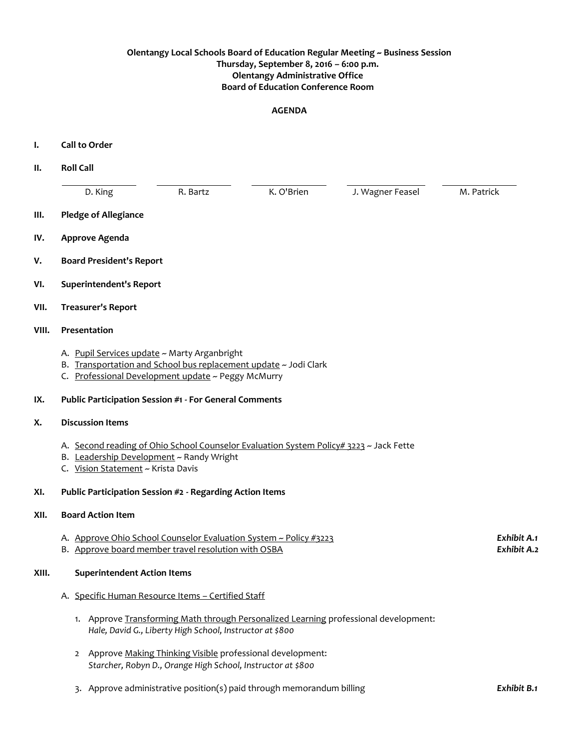**Olentangy Local Schools Board of Education Regular Meeting ~ Business Session**
**Thursday, September 8, 2016 – 6:00 p.m.**
**Olentangy Administrative Office**
**Board of Education Conference Room**

**AGENDA**

**I. Call to Order**

**II. Roll Call**

| D. King | R. Bartz | K. O'Brien | J. Wagner Feasel | M. Patrick |
|---|---|---|---|---|

**III. Pledge of Allegiance**

**IV. Approve Agenda**

**V. Board President's Report**

**VI. Superintendent's Report**

**VII. Treasurer's Report**

**VIII. Presentation**

A. Pupil Services update ~ Marty Arganbright
B. Transportation and School bus replacement update ~ Jodi Clark
C. Professional Development update ~ Peggy McMurry

**IX. Public Participation Session #1 - For General Comments**

**X. Discussion Items**

A. Second reading of Ohio School Counselor Evaluation System Policy# 3223 ~ Jack Fette
B. Leadership Development ~ Randy Wright
C. Vision Statement ~ Krista Davis

**XI. Public Participation Session #2 - Regarding Action Items**

**XII. Board Action Item**

A. Approve Ohio School Counselor Evaluation System ~ Policy #3223 — ***Exhibit A.1***
B. Approve board member travel resolution with OSBA — ***Exhibit A.2***

**XIII. Superintendent Action Items**

A. Specific Human Resource Items – Certified Staff

1. Approve Transforming Math through Personalized Learning professional development:
   *Hale, David G., Liberty High School, Instructor at $800*

2. Approve Making Thinking Visible professional development:
   *Starcher, Robyn D., Orange High School, Instructor at $800*

3. Approve administrative position(s) paid through memorandum billing — ***Exhibit B.1***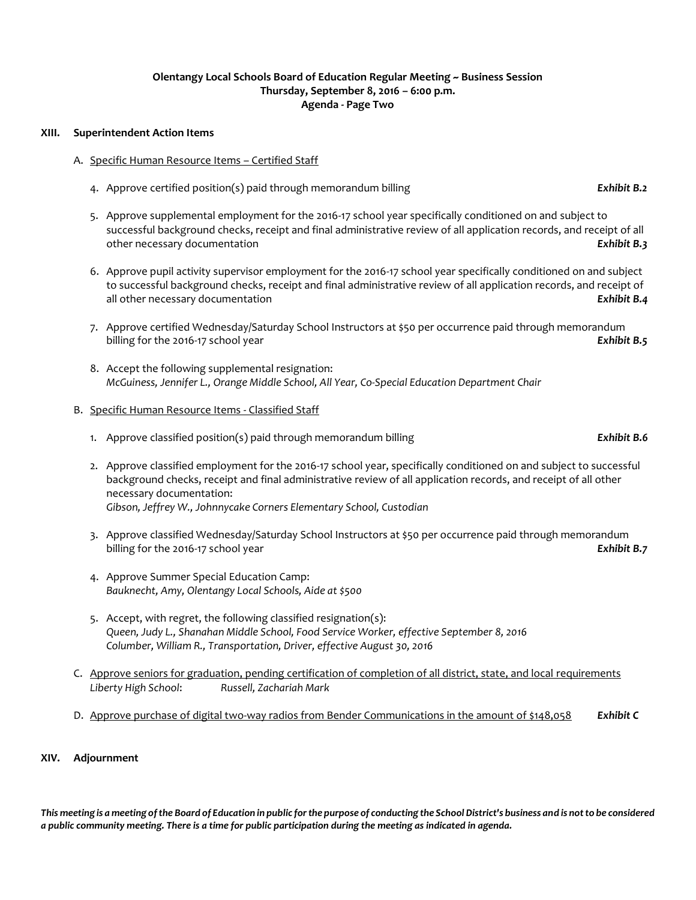**Olentangy Local Schools Board of Education Regular Meeting ~ Business Session**
**Thursday, September 8, 2016 – 6:00 p.m.**
**Agenda - Page Two**

## XIII. Superintendent Action Items

A. Specific Human Resource Items – Certified Staff

4. Approve certified position(s) paid through memorandum billing ***Exhibit B.2***

5. Approve supplemental employment for the 2016-17 school year specifically conditioned on and subject to successful background checks, receipt and final administrative review of all application records, and receipt of all other necessary documentation ***Exhibit B.3***

6. Approve pupil activity supervisor employment for the 2016-17 school year specifically conditioned on and subject to successful background checks, receipt and final administrative review of all application records, and receipt of all other necessary documentation ***Exhibit B.4***

7. Approve certified Wednesday/Saturday School Instructors at $50 per occurrence paid through memorandum billing for the 2016-17 school year ***Exhibit B.5***

8. Accept the following supplemental resignation:
   *McGuiness, Jennifer L., Orange Middle School, All Year, Co-Special Education Department Chair*

B. Specific Human Resource Items - Classified Staff

1. Approve classified position(s) paid through memorandum billing ***Exhibit B.6***

2. Approve classified employment for the 2016-17 school year, specifically conditioned on and subject to successful background checks, receipt and final administrative review of all application records, and receipt of all other necessary documentation:
   *Gibson, Jeffrey W., Johnnycake Corners Elementary School, Custodian*

3. Approve classified Wednesday/Saturday School Instructors at $50 per occurrence paid through memorandum billing for the 2016-17 school year ***Exhibit B.7***

4. Approve Summer Special Education Camp:
   *Bauknecht, Amy, Olentangy Local Schools, Aide at $500*

5. Accept, with regret, the following classified resignation(s):
   *Queen, Judy L., Shanahan Middle School, Food Service Worker, effective September 8, 2016*
   *Columber, William R., Transportation, Driver, effective August 30, 2016*

C. Approve seniors for graduation, pending certification of completion of all district, state, and local requirements
   *Liberty High School*: *Russell, Zachariah Mark*

D. Approve purchase of digital two-way radios from Bender Communications in the amount of $148,058 ***Exhibit C***

## XIV. Adjournment

***This meeting is a meeting of the Board of Education in public for the purpose of conducting the School District's business and is not to be considered a public community meeting. There is a time for public participation during the meeting as indicated in agenda.***